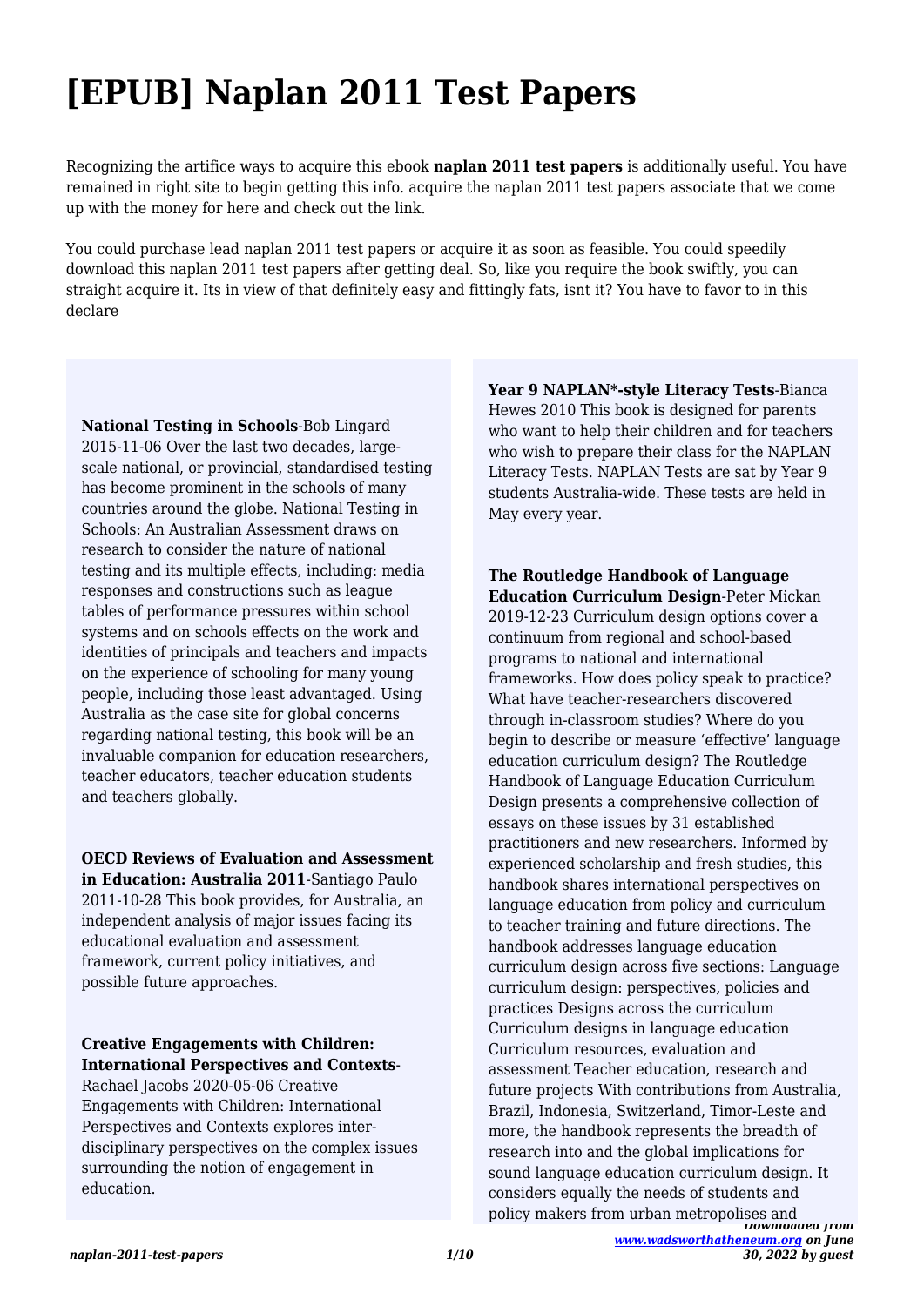# [EPUB] Naplan 2011 Test Papers

Recognizing the artifice ways to acquire this ebook **naplan 2011 test papers** is additionally useful. You have remained in right site to begin getting this info. acquire the naplan 2011 test papers associate that we come up with the money for here and check out the link.

You could purchase lead naplan 2011 test papers or acquire it as soon as feasible. You could speedily download this naplan 2011 test papers after getting deal. So, like you require the book swiftly, you can straight acquire it. Its in view of that definitely easy and fittingly fats, isnt it? You have to favor to in this declare

**National Testing in Schools**-Bob Lingard 2015-11-06 Over the last two decades, large-scale national, or provincial, standardised testing has become prominent in the schools of many countries around the globe. National Testing in Schools: An Australian Assessment draws on research to consider the nature of national testing and its multiple effects, including: media responses and constructions such as league tables of performance pressures within school systems and on schools effects on the work and identities of principals and teachers and impacts on the experience of schooling for many young people, including those least advantaged. Using Australia as the case site for global concerns regarding national testing, this book will be an invaluable companion for education researchers, teacher educators, teacher education students and teachers globally.

**OECD Reviews of Evaluation and Assessment in Education: Australia 2011**-Santiago Paulo 2011-10-28 This book provides, for Australia, an independent analysis of major issues facing its educational evaluation and assessment framework, current policy initiatives, and possible future approaches.

**Creative Engagements with Children: International Perspectives and Contexts**-Rachael Jacobs 2020-05-06 Creative Engagements with Children: International Perspectives and Contexts explores inter-disciplinary perspectives on the complex issues surrounding the notion of engagement in education.

**Year 9 NAPLAN*-style Literacy Tests**-Bianca Hewes 2010 This book is designed for parents who want to help their children and for teachers who wish to prepare their class for the NAPLAN Literacy Tests. NAPLAN Tests are sat by Year 9 students Australia-wide. These tests are held in May every year.

**The Routledge Handbook of Language Education Curriculum Design**-Peter Mickan 2019-12-23 Curriculum design options cover a continuum from regional and school-based programs to national and international frameworks. How does policy speak to practice? What have teacher-researchers discovered through in-classroom studies? Where do you begin to describe or measure 'effective' language education curriculum design? The Routledge Handbook of Language Education Curriculum Design presents a comprehensive collection of essays on these issues by 31 established practitioners and new researchers. Informed by experienced scholarship and fresh studies, this handbook shares international perspectives on language education from policy and curriculum to teacher training and future directions. The handbook addresses language education curriculum design across five sections: Language curriculum design: perspectives, policies and practices Designs across the curriculum Curriculum designs in language education Curriculum resources, evaluation and assessment Teacher education, research and future projects With contributions from Australia, Brazil, Indonesia, Switzerland, Timor-Leste and more, the handbook represents the breadth of research into and the global implications for sound language education curriculum design. It considers equally the needs of students and policy makers from urban metropolises and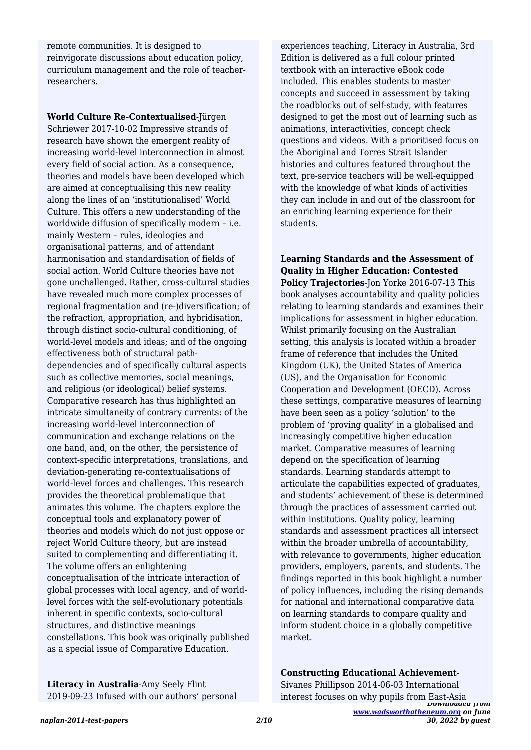remote communities. It is designed to reinvigorate discussions about education policy, curriculum management and the role of teacher-researchers.

**World Culture Re-Contextualised**-Jürgen Schriewer 2017-10-02 Impressive strands of research have shown the emergent reality of increasing world-level interconnection in almost every field of social action. As a consequence, theories and models have been developed which are aimed at conceptualising this new reality along the lines of an 'institutionalised' World Culture. This offers a new understanding of the worldwide diffusion of specifically modern – i.e. mainly Western – rules, ideologies and organisational patterns, and of attendant harmonisation and standardisation of fields of social action. World Culture theories have not gone unchallenged. Rather, cross-cultural studies have revealed much more complex processes of regional fragmentation and (re-)diversification; of the refraction, appropriation, and hybridisation, through distinct socio-cultural conditioning, of world-level models and ideas; and of the ongoing effectiveness both of structural path-dependencies and of specifically cultural aspects such as collective memories, social meanings, and religious (or ideological) belief systems. Comparative research has thus highlighted an intricate simultaneity of contrary currents: of the increasing world-level interconnection of communication and exchange relations on the one hand, and, on the other, the persistence of context-specific interpretations, translations, and deviation-generating re-contextualisations of world-level forces and challenges. This research provides the theoretical problematique that animates this volume. The chapters explore the conceptual tools and explanatory power of theories and models which do not just oppose or reject World Culture theory, but are instead suited to complementing and differentiating it. The volume offers an enlightening conceptualisation of the intricate interaction of global processes with local agency, and of world-level forces with the self-evolutionary potentials inherent in specific contexts, socio-cultural structures, and distinctive meanings constellations. This book was originally published as a special issue of Comparative Education.

**Literacy in Australia**-Amy Seely Flint 2019-09-23 Infused with our authors' personal experiences teaching, Literacy in Australia, 3rd Edition is delivered as a full colour printed textbook with an interactive eBook code included. This enables students to master concepts and succeed in assessment by taking the roadblocks out of self-study, with features designed to get the most out of learning such as animations, interactivities, concept check questions and videos. With a prioritised focus on the Aboriginal and Torres Strait Islander histories and cultures featured throughout the text, pre-service teachers will be well-equipped with the knowledge of what kinds of activities they can include in and out of the classroom for an enriching learning experience for their students.

**Learning Standards and the Assessment of Quality in Higher Education: Contested Policy Trajectories**-Jon Yorke 2016-07-13 This book analyses accountability and quality policies relating to learning standards and examines their implications for assessment in higher education. Whilst primarily focusing on the Australian setting, this analysis is located within a broader frame of reference that includes the United Kingdom (UK), the United States of America (US), and the Organisation for Economic Cooperation and Development (OECD). Across these settings, comparative measures of learning have been seen as a policy 'solution' to the problem of 'proving quality' in a globalised and increasingly competitive higher education market. Comparative measures of learning depend on the specification of learning standards. Learning standards attempt to articulate the capabilities expected of graduates, and students' achievement of these is determined through the practices of assessment carried out within institutions. Quality policy, learning standards and assessment practices all intersect within the broader umbrella of accountability, with relevance to governments, higher education providers, employers, parents, and students. The findings reported in this book highlight a number of policy influences, including the rising demands for national and international comparative data on learning standards to compare quality and inform student choice in a globally competitive market.

**Constructing Educational Achievement**-Sivanes Phillipson 2014-06-03 International interest focuses on why pupils from East-Asia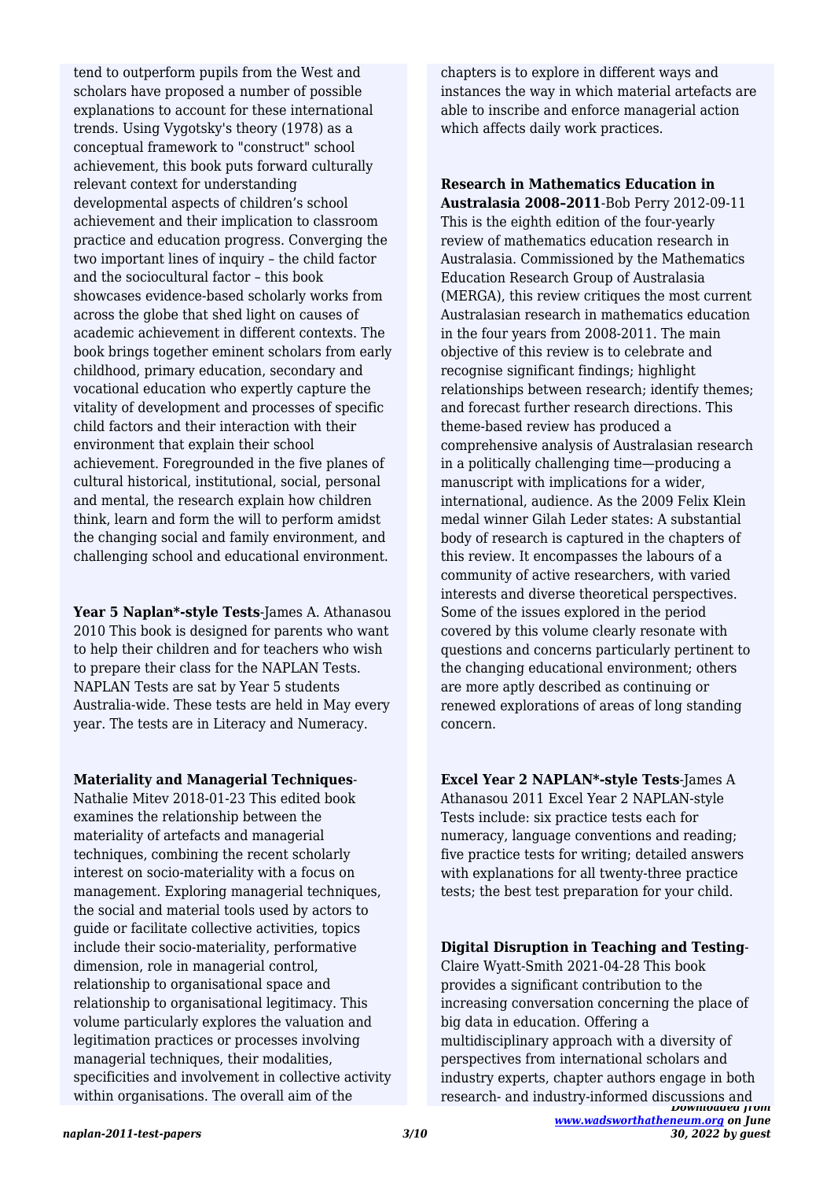tend to outperform pupils from the West and scholars have proposed a number of possible explanations to account for these international trends. Using Vygotsky's theory (1978) as a conceptual framework to "construct" school achievement, this book puts forward culturally relevant context for understanding developmental aspects of children's school achievement and their implication to classroom practice and education progress. Converging the two important lines of inquiry – the child factor and the sociocultural factor – this book showcases evidence-based scholarly works from across the globe that shed light on causes of academic achievement in different contexts. The book brings together eminent scholars from early childhood, primary education, secondary and vocational education who expertly capture the vitality of development and processes of specific child factors and their interaction with their environment that explain their school achievement. Foregrounded in the five planes of cultural historical, institutional, social, personal and mental, the research explain how children think, learn and form the will to perform amidst the changing social and family environment, and challenging school and educational environment.

**Year 5 Naplan*-style Tests**-James A. Athanasou 2010 This book is designed for parents who want to help their children and for teachers who wish to prepare their class for the NAPLAN Tests. NAPLAN Tests are sat by Year 5 students Australia-wide. These tests are held in May every year. The tests are in Literacy and Numeracy.

**Materiality and Managerial Techniques**-Nathalie Mitev 2018-01-23 This edited book examines the relationship between the materiality of artefacts and managerial techniques, combining the recent scholarly interest on socio-materiality with a focus on management. Exploring managerial techniques, the social and material tools used by actors to guide or facilitate collective activities, topics include their socio-materiality, performative dimension, role in managerial control, relationship to organisational space and relationship to organisational legitimacy. This volume particularly explores the valuation and legitimation practices or processes involving managerial techniques, their modalities, specificities and involvement in collective activity within organisations. The overall aim of the chapters is to explore in different ways and instances the way in which material artefacts are able to inscribe and enforce managerial action which affects daily work practices.

**Research in Mathematics Education in Australasia 2008–2011**-Bob Perry 2012-09-11 This is the eighth edition of the four-yearly review of mathematics education research in Australasia. Commissioned by the Mathematics Education Research Group of Australasia (MERGA), this review critiques the most current Australasian research in mathematics education in the four years from 2008-2011. The main objective of this review is to celebrate and recognise significant findings; highlight relationships between research; identify themes; and forecast further research directions. This theme-based review has produced a comprehensive analysis of Australasian research in a politically challenging time—producing a manuscript with implications for a wider, international, audience. As the 2009 Felix Klein medal winner Gilah Leder states: A substantial body of research is captured in the chapters of this review. It encompasses the labours of a community of active researchers, with varied interests and diverse theoretical perspectives. Some of the issues explored in the period covered by this volume clearly resonate with questions and concerns particularly pertinent to the changing educational environment; others are more aptly described as continuing or renewed explorations of areas of long standing concern.

**Excel Year 2 NAPLAN*-style Tests**-James A Athanasou 2011 Excel Year 2 NAPLAN-style Tests include: six practice tests each for numeracy, language conventions and reading; five practice tests for writing; detailed answers with explanations for all twenty-three practice tests; the best test preparation for your child.

**Digital Disruption in Teaching and Testing**-Claire Wyatt-Smith 2021-04-28 This book provides a significant contribution to the increasing conversation concerning the place of big data in education. Offering a multidisciplinary approach with a diversity of perspectives from international scholars and industry experts, chapter authors engage in both research- and industry-informed discussions and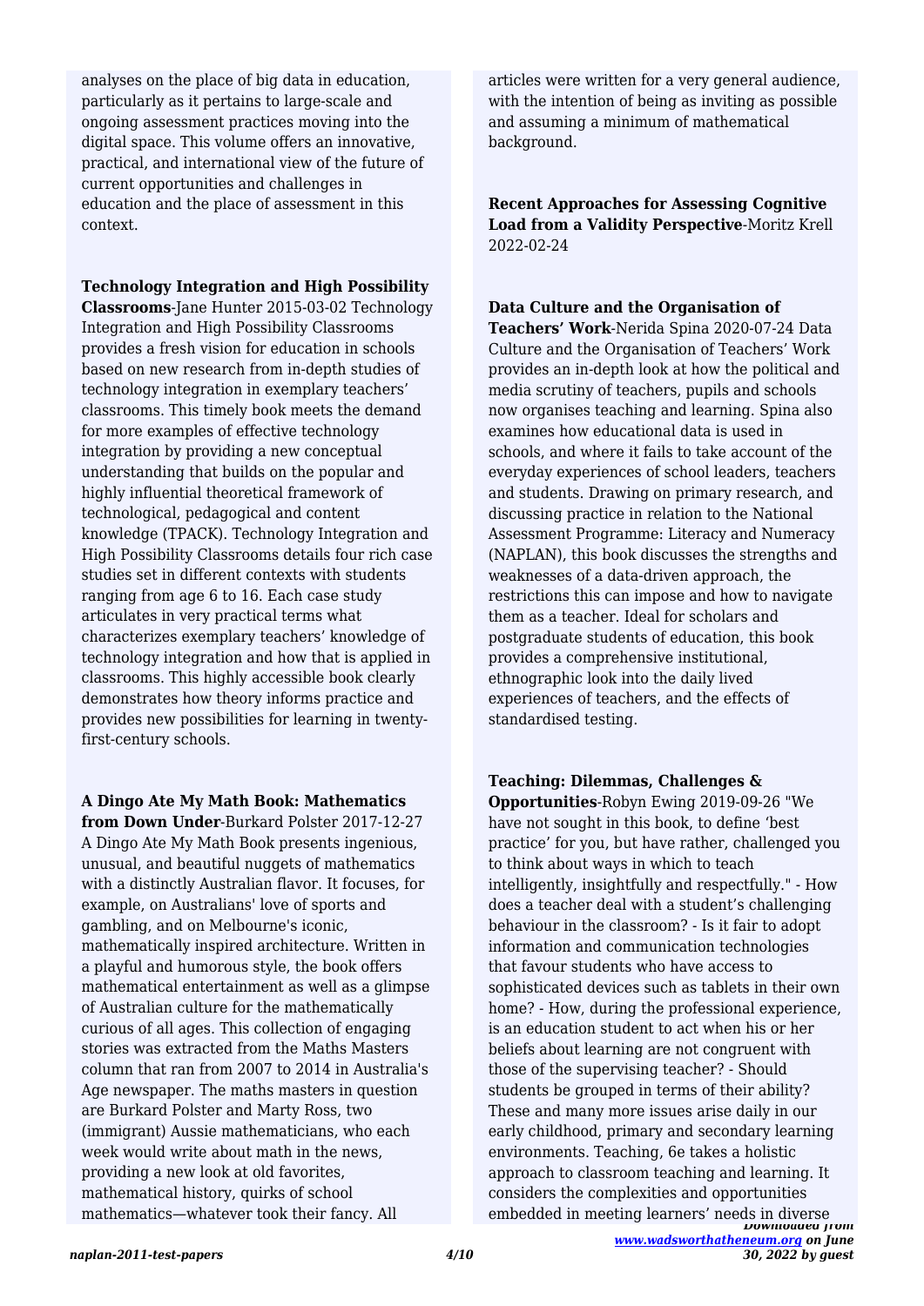analyses on the place of big data in education, particularly as it pertains to large-scale and ongoing assessment practices moving into the digital space. This volume offers an innovative, practical, and international view of the future of current opportunities and challenges in education and the place of assessment in this context.

**Technology Integration and High Possibility Classrooms**-Jane Hunter 2015-03-02 Technology Integration and High Possibility Classrooms provides a fresh vision for education in schools based on new research from in-depth studies of technology integration in exemplary teachers' classrooms. This timely book meets the demand for more examples of effective technology integration by providing a new conceptual understanding that builds on the popular and highly influential theoretical framework of technological, pedagogical and content knowledge (TPACK). Technology Integration and High Possibility Classrooms details four rich case studies set in different contexts with students ranging from age 6 to 16. Each case study articulates in very practical terms what characterizes exemplary teachers' knowledge of technology integration and how that is applied in classrooms. This highly accessible book clearly demonstrates how theory informs practice and provides new possibilities for learning in twenty-first-century schools.

**A Dingo Ate My Math Book: Mathematics from Down Under**-Burkard Polster 2017-12-27 A Dingo Ate My Math Book presents ingenious, unusual, and beautiful nuggets of mathematics with a distinctly Australian flavor. It focuses, for example, on Australians' love of sports and gambling, and on Melbourne's iconic, mathematically inspired architecture. Written in a playful and humorous style, the book offers mathematical entertainment as well as a glimpse of Australian culture for the mathematically curious of all ages. This collection of engaging stories was extracted from the Maths Masters column that ran from 2007 to 2014 in Australia's Age newspaper. The maths masters in question are Burkard Polster and Marty Ross, two (immigrant) Aussie mathematicians, who each week would write about math in the news, providing a new look at old favorites, mathematical history, quirks of school mathematics—whatever took their fancy. All articles were written for a very general audience, with the intention of being as inviting as possible and assuming a minimum of mathematical background.

**Recent Approaches for Assessing Cognitive Load from a Validity Perspective**-Moritz Krell 2022-02-24

**Data Culture and the Organisation of Teachers' Work**-Nerida Spina 2020-07-24 Data Culture and the Organisation of Teachers' Work provides an in-depth look at how the political and media scrutiny of teachers, pupils and schools now organises teaching and learning. Spina also examines how educational data is used in schools, and where it fails to take account of the everyday experiences of school leaders, teachers and students. Drawing on primary research, and discussing practice in relation to the National Assessment Programme: Literacy and Numeracy (NAPLAN), this book discusses the strengths and weaknesses of a data-driven approach, the restrictions this can impose and how to navigate them as a teacher. Ideal for scholars and postgraduate students of education, this book provides a comprehensive institutional, ethnographic look into the daily lived experiences of teachers, and the effects of standardised testing.

**Teaching: Dilemmas, Challenges & Opportunities**-Robyn Ewing 2019-09-26 "We have not sought in this book, to define 'best practice' for you, but have rather, challenged you to think about ways in which to teach intelligently, insightfully and respectfully." - How does a teacher deal with a student's challenging behaviour in the classroom? - Is it fair to adopt information and communication technologies that favour students who have access to sophisticated devices such as tablets in their own home? - How, during the professional experience, is an education student to act when his or her beliefs about learning are not congruent with those of the supervising teacher? - Should students be grouped in terms of their ability? These and many more issues arise daily in our early childhood, primary and secondary learning environments. Teaching, 6e takes a holistic approach to classroom teaching and learning. It considers the complexities and opportunities embedded in meeting learners' needs in diverse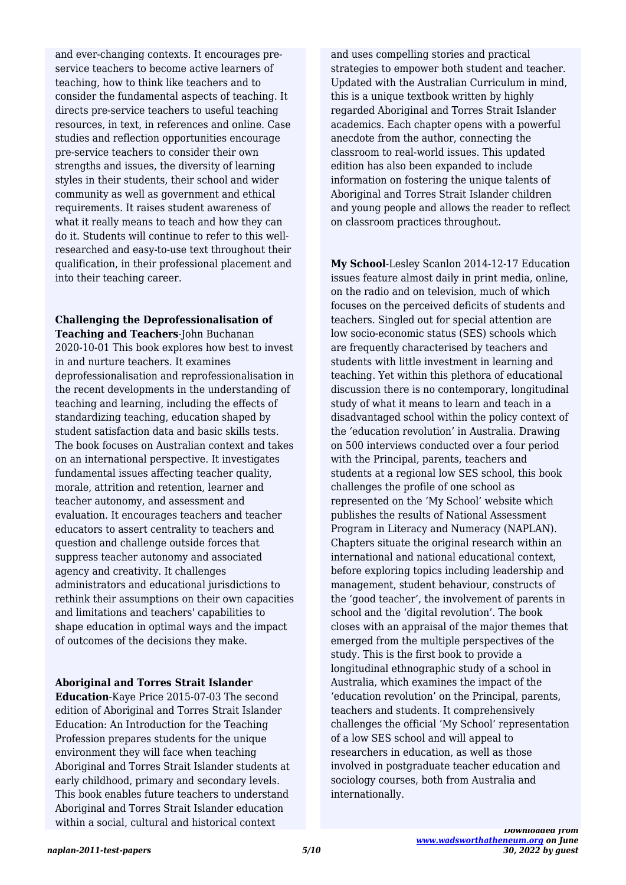and ever-changing contexts. It encourages pre-service teachers to become active learners of teaching, how to think like teachers and to consider the fundamental aspects of teaching. It directs pre-service teachers to useful teaching resources, in text, in references and online. Case studies and reflection opportunities encourage pre-service teachers to consider their own strengths and issues, the diversity of learning styles in their students, their school and wider community as well as government and ethical requirements. It raises student awareness of what it really means to teach and how they can do it. Students will continue to refer to this well-researched and easy-to-use text throughout their qualification, in their professional placement and into their teaching career.

**Challenging the Deprofessionalisation of Teaching and Teachers**-John Buchanan 2020-10-01 This book explores how best to invest in and nurture teachers. It examines deprofessionalisation and reprofessionalisation in the recent developments in the understanding of teaching and learning, including the effects of standardizing teaching, education shaped by student satisfaction data and basic skills tests. The book focuses on Australian context and takes on an international perspective. It investigates fundamental issues affecting teacher quality, morale, attrition and retention, learner and teacher autonomy, and assessment and evaluation. It encourages teachers and teacher educators to assert centrality to teachers and question and challenge outside forces that suppress teacher autonomy and associated agency and creativity. It challenges administrators and educational jurisdictions to rethink their assumptions on their own capacities and limitations and teachers' capabilities to shape education in optimal ways and the impact of outcomes of the decisions they make.

**Aboriginal and Torres Strait Islander Education**-Kaye Price 2015-07-03 The second edition of Aboriginal and Torres Strait Islander Education: An Introduction for the Teaching Profession prepares students for the unique environment they will face when teaching Aboriginal and Torres Strait Islander students at early childhood, primary and secondary levels. This book enables future teachers to understand Aboriginal and Torres Strait Islander education within a social, cultural and historical context and uses compelling stories and practical strategies to empower both student and teacher. Updated with the Australian Curriculum in mind, this is a unique textbook written by highly regarded Aboriginal and Torres Strait Islander academics. Each chapter opens with a powerful anecdote from the author, connecting the classroom to real-world issues. This updated edition has also been expanded to include information on fostering the unique talents of Aboriginal and Torres Strait Islander children and young people and allows the reader to reflect on classroom practices throughout.

**My School**-Lesley Scanlon 2014-12-17 Education issues feature almost daily in print media, online, on the radio and on television, much of which focuses on the perceived deficits of students and teachers. Singled out for special attention are low socio-economic status (SES) schools which are frequently characterised by teachers and students with little investment in learning and teaching. Yet within this plethora of educational discussion there is no contemporary, longitudinal study of what it means to learn and teach in a disadvantaged school within the policy context of the 'education revolution' in Australia. Drawing on 500 interviews conducted over a four period with the Principal, parents, teachers and students at a regional low SES school, this book challenges the profile of one school as represented on the 'My School' website which publishes the results of National Assessment Program in Literacy and Numeracy (NAPLAN). Chapters situate the original research within an international and national educational context, before exploring topics including leadership and management, student behaviour, constructs of the 'good teacher', the involvement of parents in school and the 'digital revolution'. The book closes with an appraisal of the major themes that emerged from the multiple perspectives of the study. This is the first book to provide a longitudinal ethnographic study of a school in Australia, which examines the impact of the 'education revolution' on the Principal, parents, teachers and students. It comprehensively challenges the official 'My School' representation of a low SES school and will appeal to researchers in education, as well as those involved in postgraduate teacher education and sociology courses, both from Australia and internationally.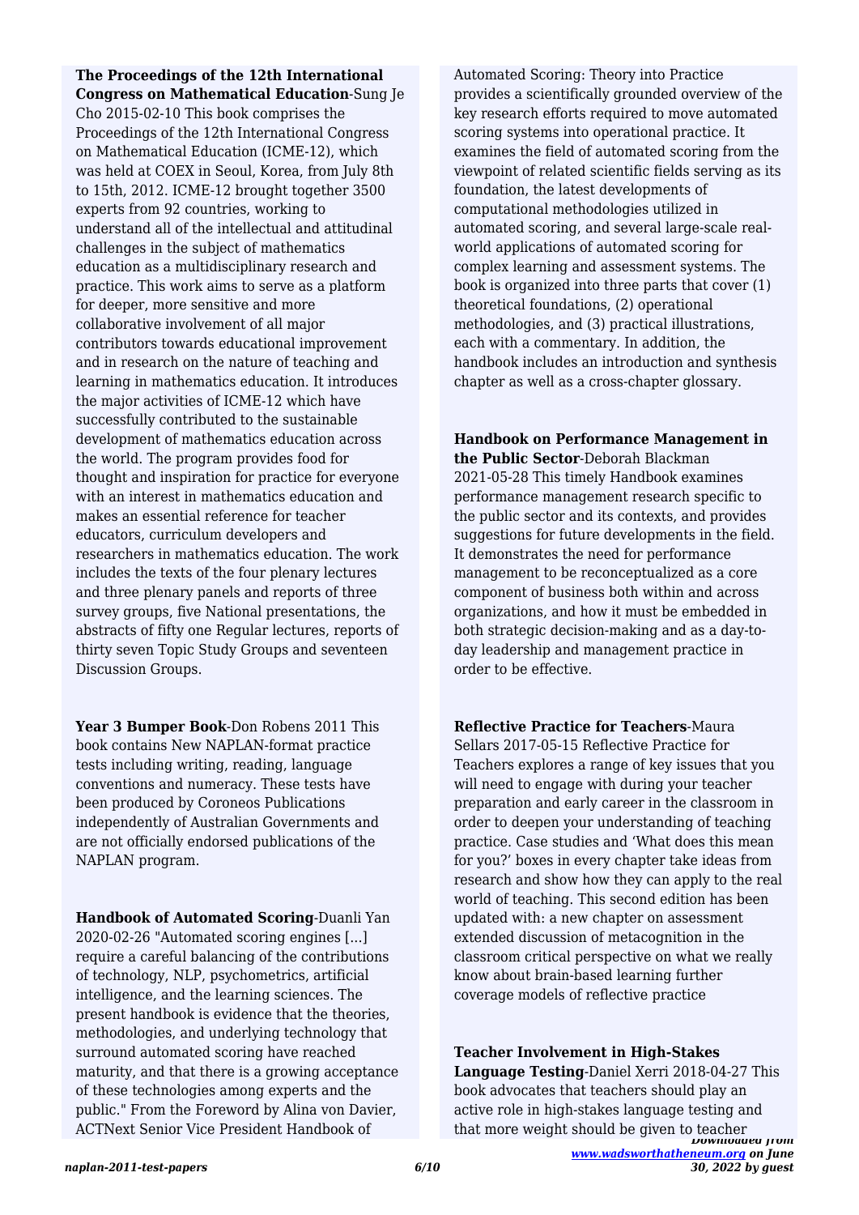**The Proceedings of the 12th International Congress on Mathematical Education**-Sung Je Cho 2015-02-10 This book comprises the Proceedings of the 12th International Congress on Mathematical Education (ICME-12), which was held at COEX in Seoul, Korea, from July 8th to 15th, 2012. ICME-12 brought together 3500 experts from 92 countries, working to understand all of the intellectual and attitudinal challenges in the subject of mathematics education as a multidisciplinary research and practice. This work aims to serve as a platform for deeper, more sensitive and more collaborative involvement of all major contributors towards educational improvement and in research on the nature of teaching and learning in mathematics education. It introduces the major activities of ICME-12 which have successfully contributed to the sustainable development of mathematics education across the world. The program provides food for thought and inspiration for practice for everyone with an interest in mathematics education and makes an essential reference for teacher educators, curriculum developers and researchers in mathematics education. The work includes the texts of the four plenary lectures and three plenary panels and reports of three survey groups, five National presentations, the abstracts of fifty one Regular lectures, reports of thirty seven Topic Study Groups and seventeen Discussion Groups.

**Year 3 Bumper Book**-Don Robens 2011 This book contains New NAPLAN-format practice tests including writing, reading, language conventions and numeracy. These tests have been produced by Coroneos Publications independently of Australian Governments and are not officially endorsed publications of the NAPLAN program.

**Handbook of Automated Scoring**-Duanli Yan 2020-02-26 "Automated scoring engines [...] require a careful balancing of the contributions of technology, NLP, psychometrics, artificial intelligence, and the learning sciences. The present handbook is evidence that the theories, methodologies, and underlying technology that surround automated scoring have reached maturity, and that there is a growing acceptance of these technologies among experts and the public." From the Foreword by Alina von Davier, ACTNext Senior Vice President Handbook of Automated Scoring: Theory into Practice provides a scientifically grounded overview of the key research efforts required to move automated scoring systems into operational practice. It examines the field of automated scoring from the viewpoint of related scientific fields serving as its foundation, the latest developments of computational methodologies utilized in automated scoring, and several large-scale real-world applications of automated scoring for complex learning and assessment systems. The book is organized into three parts that cover (1) theoretical foundations, (2) operational methodologies, and (3) practical illustrations, each with a commentary. In addition, the handbook includes an introduction and synthesis chapter as well as a cross-chapter glossary.

**Handbook on Performance Management in the Public Sector**-Deborah Blackman 2021-05-28 This timely Handbook examines performance management research specific to the public sector and its contexts, and provides suggestions for future developments in the field. It demonstrates the need for performance management to be reconceptualized as a core component of business both within and across organizations, and how it must be embedded in both strategic decision-making and as a day-to-day leadership and management practice in order to be effective.

**Reflective Practice for Teachers**-Maura Sellars 2017-05-15 Reflective Practice for Teachers explores a range of key issues that you will need to engage with during your teacher preparation and early career in the classroom in order to deepen your understanding of teaching practice. Case studies and 'What does this mean for you?' boxes in every chapter take ideas from research and show how they can apply to the real world of teaching. This second edition has been updated with: a new chapter on assessment extended discussion of metacognition in the classroom critical perspective on what we really know about brain-based learning further coverage models of reflective practice

**Teacher Involvement in High-Stakes Language Testing**-Daniel Xerri 2018-04-27 This book advocates that teachers should play an active role in high-stakes language testing and that more weight should be given to teacher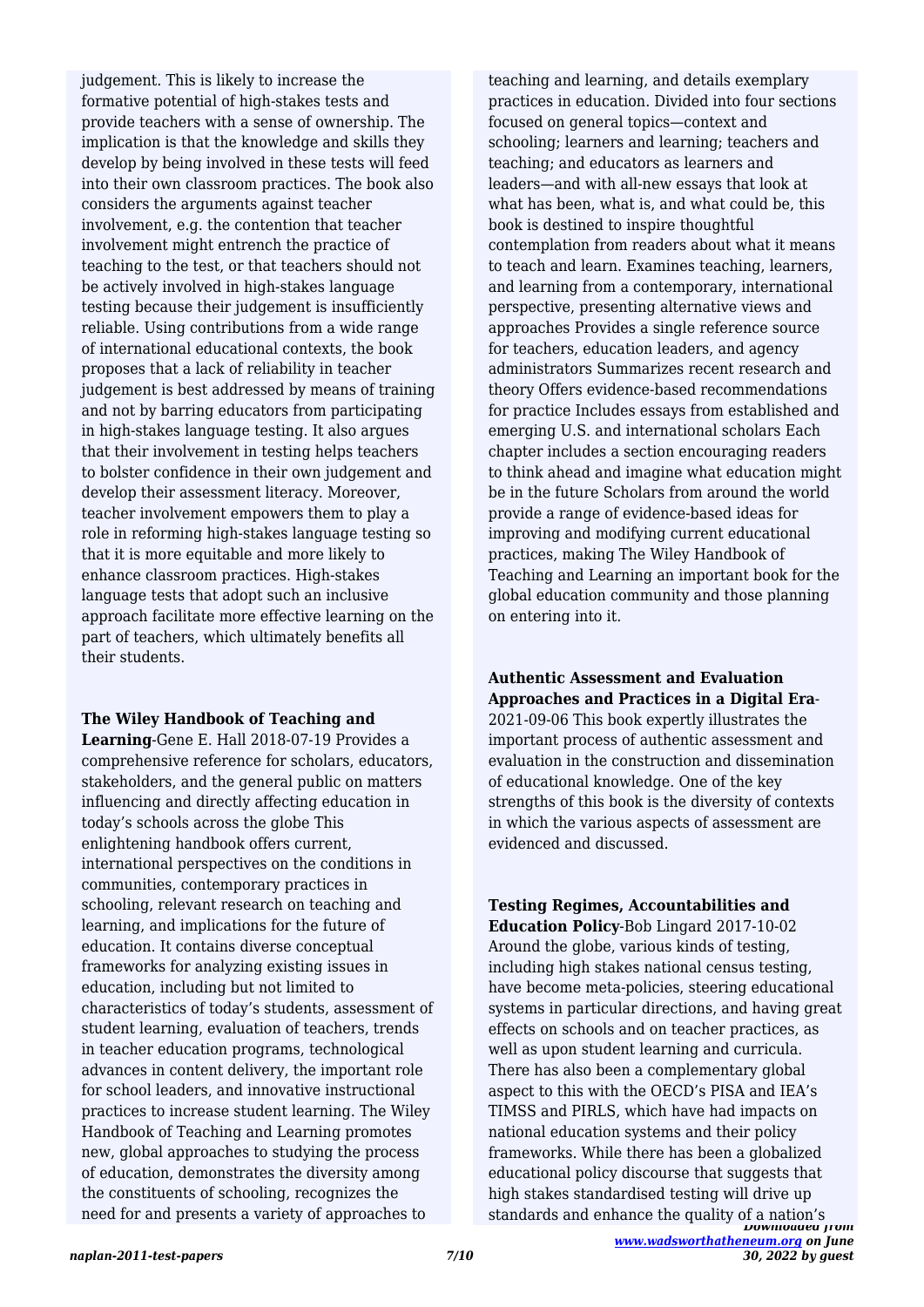judgement. This is likely to increase the formative potential of high-stakes tests and provide teachers with a sense of ownership. The implication is that the knowledge and skills they develop by being involved in these tests will feed into their own classroom practices. The book also considers the arguments against teacher involvement, e.g. the contention that teacher involvement might entrench the practice of teaching to the test, or that teachers should not be actively involved in high-stakes language testing because their judgement is insufficiently reliable. Using contributions from a wide range of international educational contexts, the book proposes that a lack of reliability in teacher judgement is best addressed by means of training and not by barring educators from participating in high-stakes language testing. It also argues that their involvement in testing helps teachers to bolster confidence in their own judgement and develop their assessment literacy. Moreover, teacher involvement empowers them to play a role in reforming high-stakes language testing so that it is more equitable and more likely to enhance classroom practices. High-stakes language tests that adopt such an inclusive approach facilitate more effective learning on the part of teachers, which ultimately benefits all their students.

**The Wiley Handbook of Teaching and Learning**-Gene E. Hall 2018-07-19 Provides a comprehensive reference for scholars, educators, stakeholders, and the general public on matters influencing and directly affecting education in today's schools across the globe This enlightening handbook offers current, international perspectives on the conditions in communities, contemporary practices in schooling, relevant research on teaching and learning, and implications for the future of education. It contains diverse conceptual frameworks for analyzing existing issues in education, including but not limited to characteristics of today's students, assessment of student learning, evaluation of teachers, trends in teacher education programs, technological advances in content delivery, the important role for school leaders, and innovative instructional practices to increase student learning. The Wiley Handbook of Teaching and Learning promotes new, global approaches to studying the process of education, demonstrates the diversity among the constituents of schooling, recognizes the need for and presents a variety of approaches to teaching and learning, and details exemplary practices in education. Divided into four sections focused on general topics—context and schooling; learners and learning; teachers and teaching; and educators as learners and leaders—and with all-new essays that look at what has been, what is, and what could be, this book is destined to inspire thoughtful contemplation from readers about what it means to teach and learn. Examines teaching, learners, and learning from a contemporary, international perspective, presenting alternative views and approaches Provides a single reference source for teachers, education leaders, and agency administrators Summarizes recent research and theory Offers evidence-based recommendations for practice Includes essays from established and emerging U.S. and international scholars Each chapter includes a section encouraging readers to think ahead and imagine what education might be in the future Scholars from around the world provide a range of evidence-based ideas for improving and modifying current educational practices, making The Wiley Handbook of Teaching and Learning an important book for the global education community and those planning on entering into it.

**Authentic Assessment and Evaluation Approaches and Practices in a Digital Era**-2021-09-06 This book expertly illustrates the important process of authentic assessment and evaluation in the construction and dissemination of educational knowledge. One of the key strengths of this book is the diversity of contexts in which the various aspects of assessment are evidenced and discussed.

**Testing Regimes, Accountabilities and Education Policy**-Bob Lingard 2017-10-02 Around the globe, various kinds of testing, including high stakes national census testing, have become meta-policies, steering educational systems in particular directions, and having great effects on schools and on teacher practices, as well as upon student learning and curricula. There has also been a complementary global aspect to this with the OECD's PISA and IEA's TIMSS and PIRLS, which have had impacts on national education systems and their policy frameworks. While there has been a globalized educational policy discourse that suggests that high stakes standardised testing will drive up standards and enhance the quality of a nation's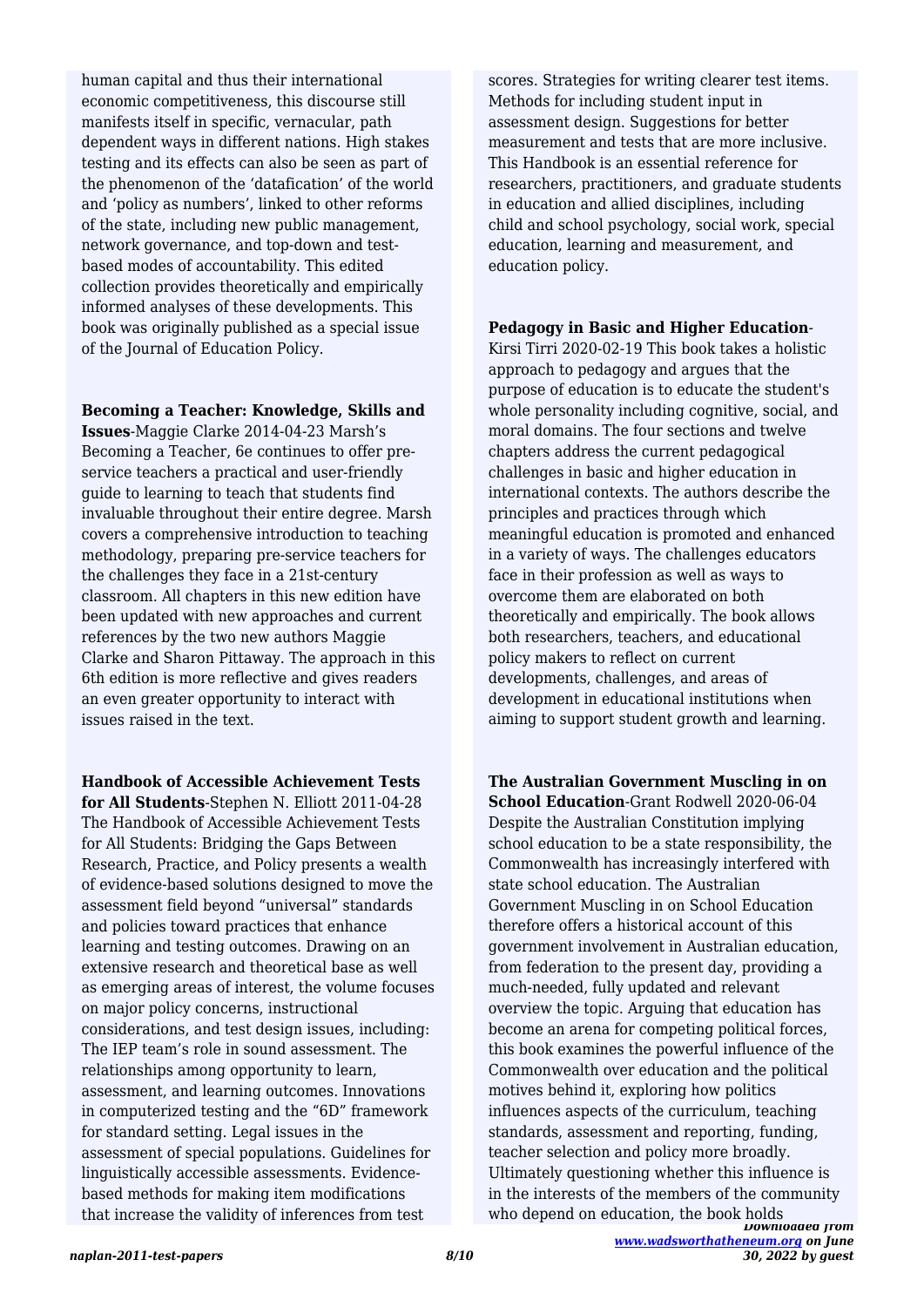human capital and thus their international economic competitiveness, this discourse still manifests itself in specific, vernacular, path dependent ways in different nations. High stakes testing and its effects can also be seen as part of the phenomenon of the 'datafication' of the world and 'policy as numbers', linked to other reforms of the state, including new public management, network governance, and top-down and test-based modes of accountability. This edited collection provides theoretically and empirically informed analyses of these developments. This book was originally published as a special issue of the Journal of Education Policy.

**Becoming a Teacher: Knowledge, Skills and Issues**-Maggie Clarke 2014-04-23 Marsh's Becoming a Teacher, 6e continues to offer pre-service teachers a practical and user-friendly guide to learning to teach that students find invaluable throughout their entire degree. Marsh covers a comprehensive introduction to teaching methodology, preparing pre-service teachers for the challenges they face in a 21st-century classroom. All chapters in this new edition have been updated with new approaches and current references by the two new authors Maggie Clarke and Sharon Pittaway. The approach in this 6th edition is more reflective and gives readers an even greater opportunity to interact with issues raised in the text.

**Handbook of Accessible Achievement Tests for All Students**-Stephen N. Elliott 2011-04-28 The Handbook of Accessible Achievement Tests for All Students: Bridging the Gaps Between Research, Practice, and Policy presents a wealth of evidence-based solutions designed to move the assessment field beyond "universal" standards and policies toward practices that enhance learning and testing outcomes. Drawing on an extensive research and theoretical base as well as emerging areas of interest, the volume focuses on major policy concerns, instructional considerations, and test design issues, including: The IEP team's role in sound assessment. The relationships among opportunity to learn, assessment, and learning outcomes. Innovations in computerized testing and the "6D" framework for standard setting. Legal issues in the assessment of special populations. Guidelines for linguistically accessible assessments. Evidence-based methods for making item modifications that increase the validity of inferences from test scores. Strategies for writing clearer test items. Methods for including student input in assessment design. Suggestions for better measurement and tests that are more inclusive. This Handbook is an essential reference for researchers, practitioners, and graduate students in education and allied disciplines, including child and school psychology, social work, special education, learning and measurement, and education policy.

**Pedagogy in Basic and Higher Education**-Kirsi Tirri 2020-02-19 This book takes a holistic approach to pedagogy and argues that the purpose of education is to educate the student's whole personality including cognitive, social, and moral domains. The four sections and twelve chapters address the current pedagogical challenges in basic and higher education in international contexts. The authors describe the principles and practices through which meaningful education is promoted and enhanced in a variety of ways. The challenges educators face in their profession as well as ways to overcome them are elaborated on both theoretically and empirically. The book allows both researchers, teachers, and educational policy makers to reflect on current developments, challenges, and areas of development in educational institutions when aiming to support student growth and learning.

**The Australian Government Muscling in on School Education**-Grant Rodwell 2020-06-04 Despite the Australian Constitution implying school education to be a state responsibility, the Commonwealth has increasingly interfered with state school education. The Australian Government Muscling in on School Education therefore offers a historical account of this government involvement in Australian education, from federation to the present day, providing a much-needed, fully updated and relevant overview the topic. Arguing that education has become an arena for competing political forces, this book examines the powerful influence of the Commonwealth over education and the political motives behind it, exploring how politics influences aspects of the curriculum, teaching standards, assessment and reporting, funding, teacher selection and policy more broadly. Ultimately questioning whether this influence is in the interests of the members of the community who depend on education, the book holds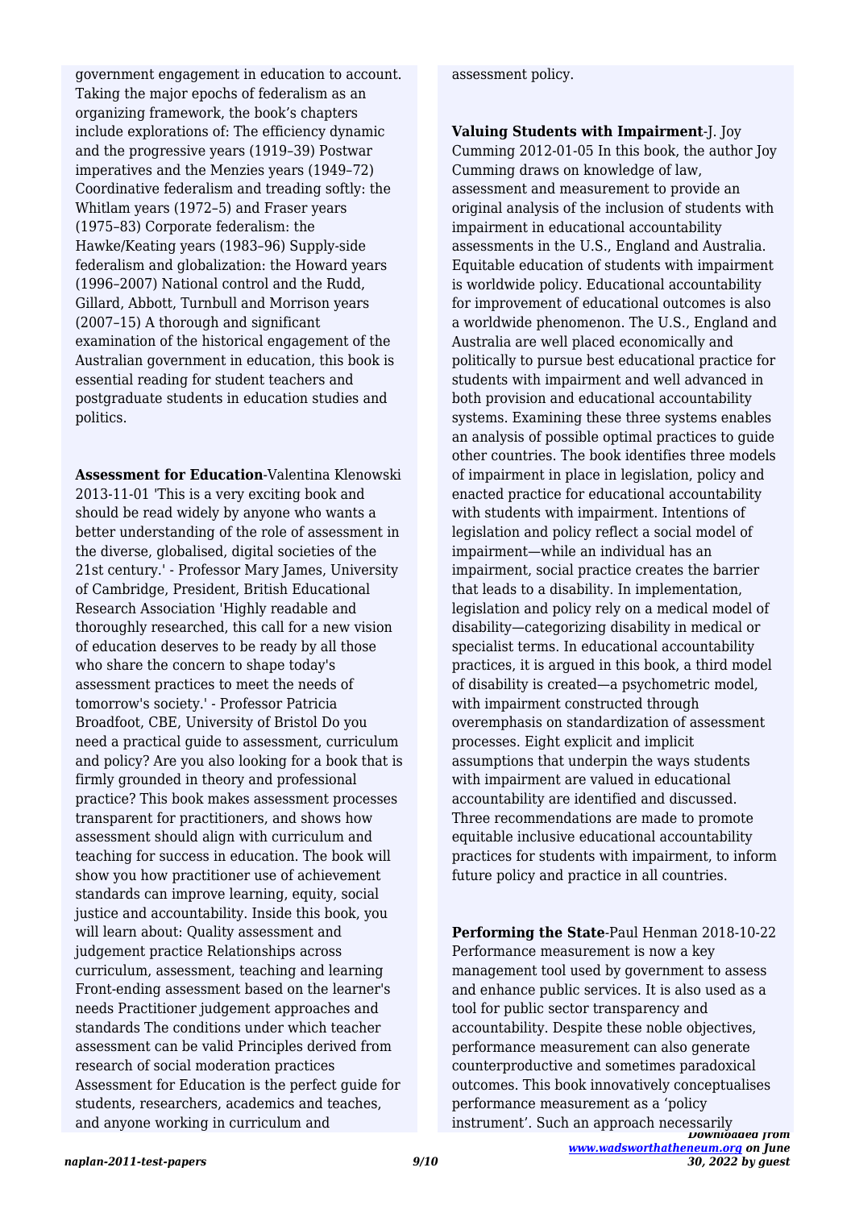government engagement in education to account. Taking the major epochs of federalism as an organizing framework, the book's chapters include explorations of: The efficiency dynamic and the progressive years (1919–39) Postwar imperatives and the Menzies years (1949–72) Coordinative federalism and treading softly: the Whitlam years (1972–5) and Fraser years (1975–83) Corporate federalism: the Hawke/Keating years (1983–96) Supply-side federalism and globalization: the Howard years (1996–2007) National control and the Rudd, Gillard, Abbott, Turnbull and Morrison years (2007–15) A thorough and significant examination of the historical engagement of the Australian government in education, this book is essential reading for student teachers and postgraduate students in education studies and politics.

**Assessment for Education**-Valentina Klenowski 2013-11-01 'This is a very exciting book and should be read widely by anyone who wants a better understanding of the role of assessment in the diverse, globalised, digital societies of the 21st century.' - Professor Mary James, University of Cambridge, President, British Educational Research Association 'Highly readable and thoroughly researched, this call for a new vision of education deserves to be ready by all those who share the concern to shape today's assessment practices to meet the needs of tomorrow's society.' - Professor Patricia Broadfoot, CBE, University of Bristol Do you need a practical guide to assessment, curriculum and policy? Are you also looking for a book that is firmly grounded in theory and professional practice? This book makes assessment processes transparent for practitioners, and shows how assessment should align with curriculum and teaching for success in education. The book will show you how practitioner use of achievement standards can improve learning, equity, social justice and accountability. Inside this book, you will learn about: Quality assessment and judgement practice Relationships across curriculum, assessment, teaching and learning Front-ending assessment based on the learner's needs Practitioner judgement approaches and standards The conditions under which teacher assessment can be valid Principles derived from research of social moderation practices Assessment for Education is the perfect guide for students, researchers, academics and teaches, and anyone working in curriculum and assessment policy.

**Valuing Students with Impairment**-J. Joy Cumming 2012-01-05 In this book, the author Joy Cumming draws on knowledge of law, assessment and measurement to provide an original analysis of the inclusion of students with impairment in educational accountability assessments in the U.S., England and Australia. Equitable education of students with impairment is worldwide policy. Educational accountability for improvement of educational outcomes is also a worldwide phenomenon. The U.S., England and Australia are well placed economically and politically to pursue best educational practice for students with impairment and well advanced in both provision and educational accountability systems. Examining these three systems enables an analysis of possible optimal practices to guide other countries. The book identifies three models of impairment in place in legislation, policy and enacted practice for educational accountability with students with impairment. Intentions of legislation and policy reflect a social model of impairment—while an individual has an impairment, social practice creates the barrier that leads to a disability. In implementation, legislation and policy rely on a medical model of disability—categorizing disability in medical or specialist terms. In educational accountability practices, it is argued in this book, a third model of disability is created—a psychometric model, with impairment constructed through overemphasis on standardization of assessment processes. Eight explicit and implicit assumptions that underpin the ways students with impairment are valued in educational accountability are identified and discussed. Three recommendations are made to promote equitable inclusive educational accountability practices for students with impairment, to inform future policy and practice in all countries.

**Performing the State**-Paul Henman 2018-10-22 Performance measurement is now a key management tool used by government to assess and enhance public services. It is also used as a tool for public sector transparency and accountability. Despite these noble objectives, performance measurement can also generate counterproductive and sometimes paradoxical outcomes. This book innovatively conceptualises performance measurement as a 'policy instrument'. Such an approach necessarily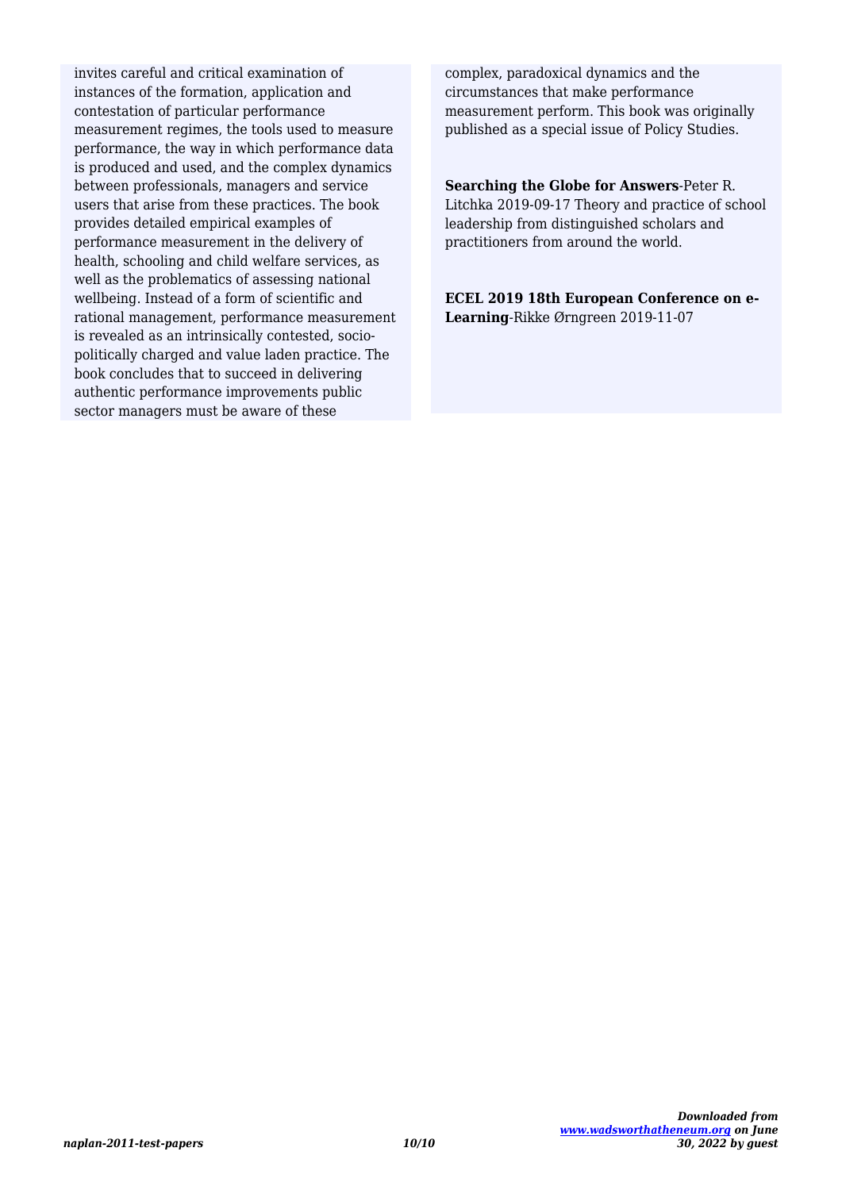invites careful and critical examination of instances of the formation, application and contestation of particular performance measurement regimes, the tools used to measure performance, the way in which performance data is produced and used, and the complex dynamics between professionals, managers and service users that arise from these practices. The book provides detailed empirical examples of performance measurement in the delivery of health, schooling and child welfare services, as well as the problematics of assessing national wellbeing. Instead of a form of scientific and rational management, performance measurement is revealed as an intrinsically contested, socio-politically charged and value laden practice. The book concludes that to succeed in delivering authentic performance improvements public sector managers must be aware of these complex, paradoxical dynamics and the circumstances that make performance measurement perform. This book was originally published as a special issue of Policy Studies.

**Searching the Globe for Answers**-Peter R. Litchka 2019-09-17 Theory and practice of school leadership from distinguished scholars and practitioners from around the world.

**ECEL 2019 18th European Conference on e-Learning**-Rikke Ørngreen 2019-11-07